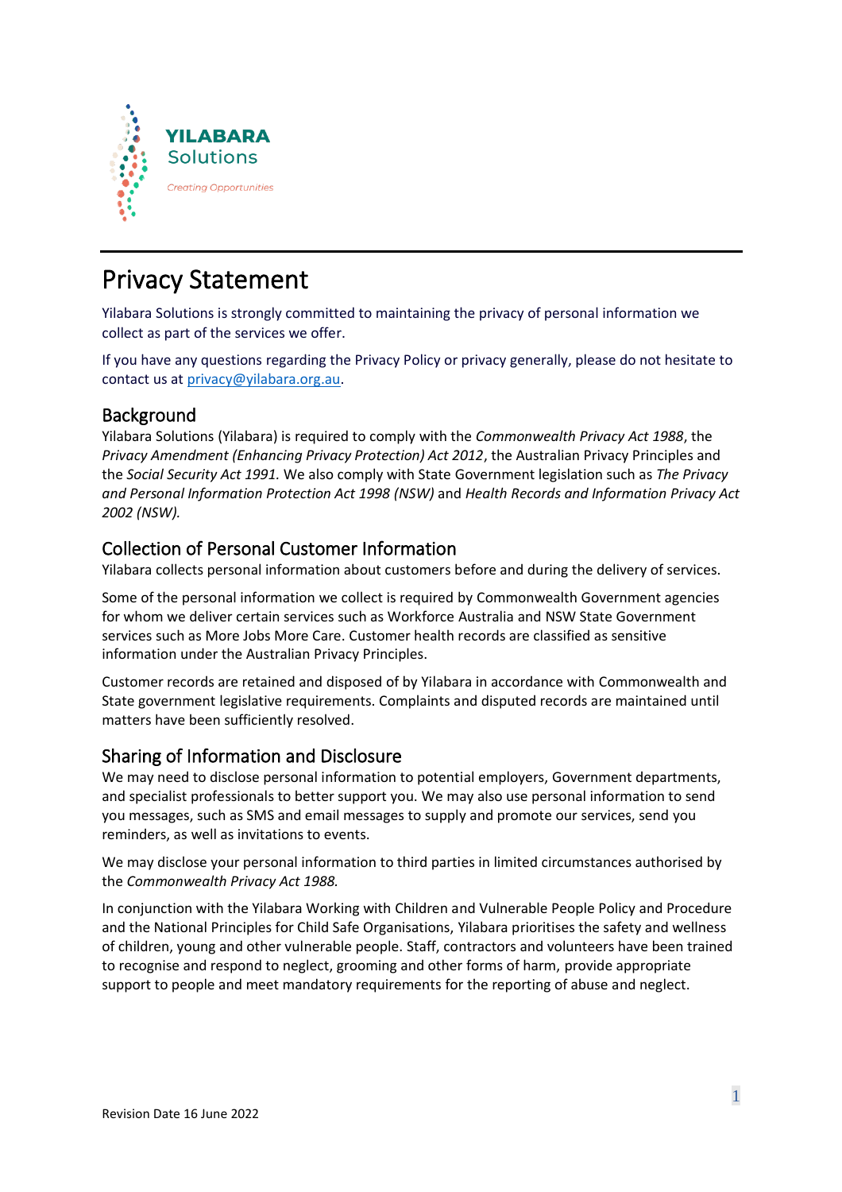YILABARA Solutions

*Creating Opportunities*

# Privacy Statement

Yilabara Solutions is strongly committed to maintaining the privacy of personal information we collect as part of the services we offer.

If you have any questions regarding the Privacy Policy or privacy generally, please do not hesitate to contact us at privacy@yilabara.org.au.

## Background

Yilabara Solutions (Yilabara) is required to comply with the *Commonwealth Privacy Act 1988*, the *Privacy Amendment (Enhancing Privacy Protection) Act 2012*, the Australian Privacy Principles and the *Social Security Act 1991.* We also comply with State Government legislation such as *The Privacy and Personal Information Protection Act 1998 (NSW)* and *Health Records and Information Privacy Act 2002 (NSW).*

## Collection of Personal Customer Information

Yilabara collects personal information about customers before and during the delivery of services.

Some of the personal information we collect is required by Commonwealth Government agencies for whom we deliver certain services such as Workforce Australia and NSW State Government services such as More Jobs More Care. Customer health records are classified as sensitive information under the Australian Privacy Principles.

Customer records are retained and disposed of by Yilabara in accordance with Commonwealth and State government legislative requirements. Complaints and disputed records are maintained until matters have been sufficiently resolved.

## Sharing of Information and Disclosure

We may need to disclose personal information to potential employers, Government departments, and specialist professionals to better support you. We may also use personal information to send you messages, such as SMS and email messages to supply and promote our services, send you reminders, as well as invitations to events.

We may disclose your personal information to third parties in limited circumstances authorised by the *Commonwealth Privacy Act 1988.*

In conjunction with the Yilabara Working with Children and Vulnerable People Policy and Procedure and the National Principles for Child Safe Organisations, Yilabara prioritises the safety and wellness of children, young and other vulnerable people. Staff, contractors and volunteers have been trained to recognise and respond to neglect, grooming and other forms of harm, provide appropriate support to people and meet mandatory requirements for the reporting of abuse and neglect.

Revision Date 16 June 2022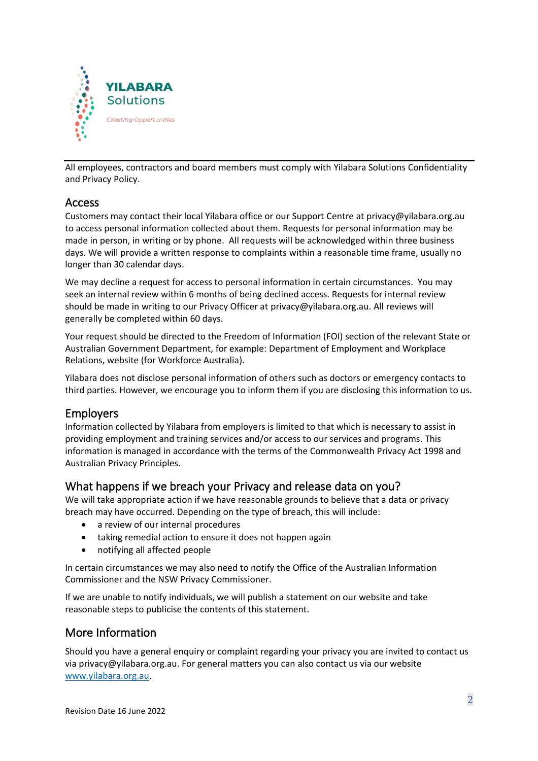All employees, contractors and board members must comply with Yilabara Solutions Confidentiality and Privacy Policy.

## Access

Customers may contact their local Yilabara office or our Support Centre at privacy@yilabara.org.au to access personal information collected about them. Requests for personal information may be made in person, in writing or by phone. All requests will be acknowledged within three business days. We will provide a written response to complaints within a reasonable time frame, usually no longer than 30 calendar days.

We may decline a request for access to personal information in certain circumstances. You may seek an internal review within 6 months of being declined access. Requests for internal review should be made in writing to our Privacy Officer at privacy@yilabara.org.au. All reviews will generally be completed within 60 days.

Your request should be directed to the Freedom of Information (FOI) section of the relevant State or Australian Government Department, for example: Department of Employment and Workplace Relations, website (for Workforce Australia).

Yilabara does not disclose personal information of others such as doctors or emergency contacts to third parties. However, we encourage you to inform them if you are disclosing this information to us.

## Employers

Information collected by Yilabara from employers is limited to that which is necessary to assist in providing employment and training services and/or access to our services and programs. This information is managed in accordance with the terms of the Commonwealth Privacy Act 1998 and Australian Privacy Principles.

## What happens if we breach your Privacy and release data on you?

We will take appropriate action if we have reasonable grounds to believe that a data or privacy breach may have occurred. Depending on the type of breach, this will include:

- a review of our internal procedures
- taking remedial action to ensure it does not happen again
- notifying all affected people

In certain circumstances we may also need to notify the Office of the Australian Information Commissioner and the NSW Privacy Commissioner.

If we are unable to notify individuals, we will publish a statement on our website and take reasonable steps to publicise the contents of this statement.

## More Information

Should you have a general enquiry or complaint regarding your privacy you are invited to contact us via privacy@yilabara.org.au. For general matters you can also contact us via our website [www.yilabara.org.au](http://www.yilabara.org.au).

Revision Date 16 June 2022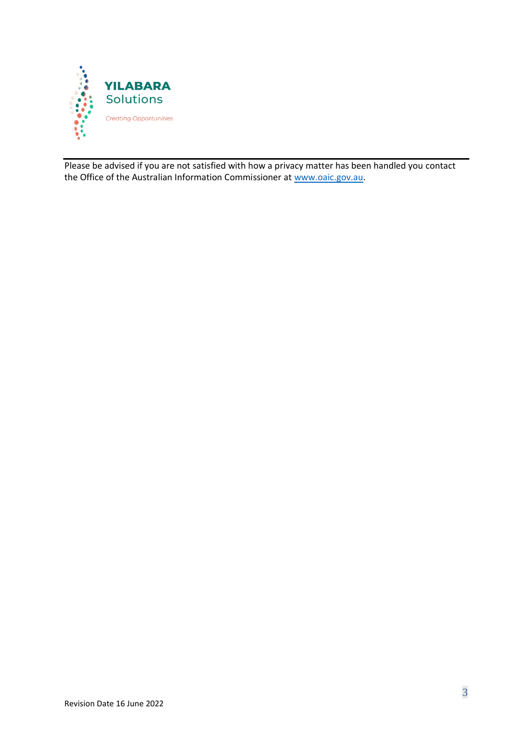Please be advised if you are not satisfied with how a privacy matter has been handled you contact the Office of the Australian Information Commissioner at www.oaic.gov.au.